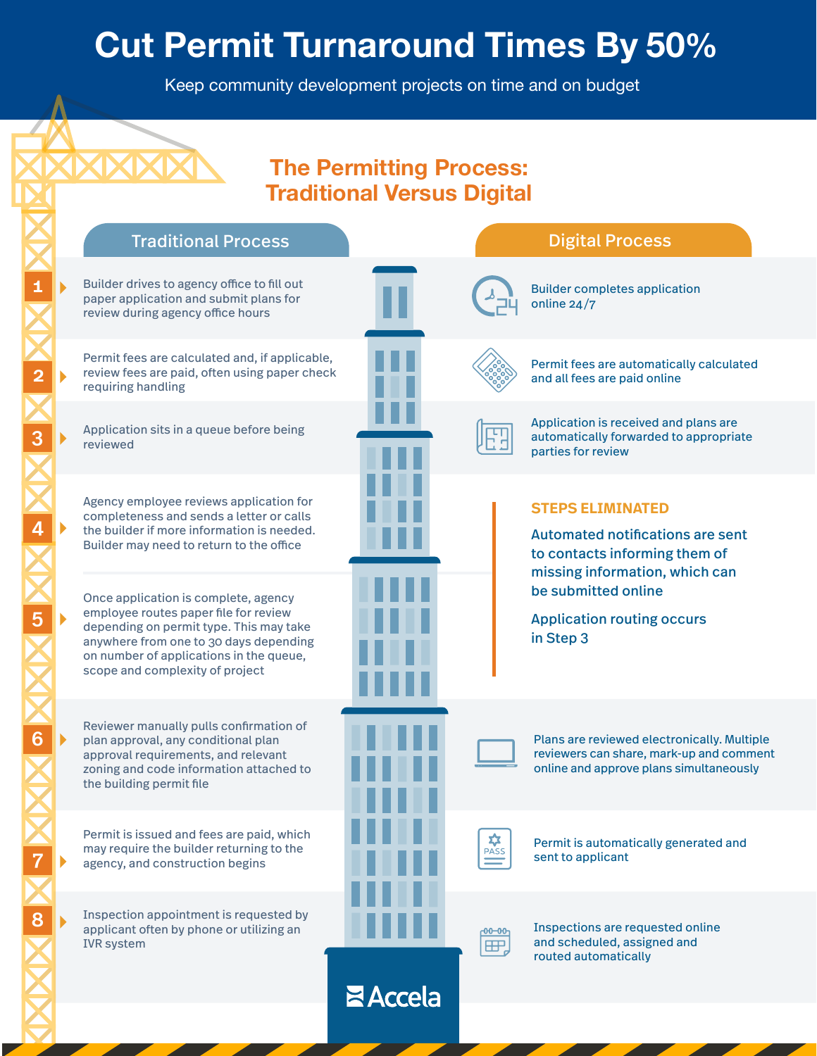# Cut Permit Turnaround Times By 50%

Keep community development projects on time and on budget

## The Permitting Process: Traditional Versus Digital

| Step | Traditional Process | Digital Process |
| --- | --- | --- |
| 1 | Builder drives to agency office to fill out paper application and submit plans for review during agency office hours | Builder completes application online 24/7 |
| 2 | Permit fees are calculated and, if applicable, review fees are paid, often using paper check requiring handling | Permit fees are automatically calculated and all fees are paid online |
| 3 | Application sits in a queue before being reviewed | Application is received and plans are automatically forwarded to appropriate parties for review |
| 4 | Agency employee reviews application for completeness and sends a letter or calls the builder if more information is needed. Builder may need to return to the office | **STEPS ELIMINATED**<br>Automated notifications are sent to contacts informing them of missing information, which can be submitted online |
| 5 | Once application is complete, agency employee routes paper file for review depending on permit type. This may take anywhere from one to 30 days depending on number of applications in the queue, scope and complexity of project | Application routing occurs in Step 3 |
| 6 | Reviewer manually pulls confirmation of plan approval, any conditional plan approval requirements, and relevant zoning and code information attached to the building permit file | Plans are reviewed electronically. Multiple reviewers can share, mark-up and comment online and approve plans simultaneously |
| 7 | Permit is issued and fees are paid, which may require the builder returning to the agency, and construction begins | Permit is automatically generated and sent to applicant |
| 8 | Inspection appointment is requested by applicant often by phone or utilizing an IVR system | Inspections are requested online and scheduled, assigned and routed automatically |

Accela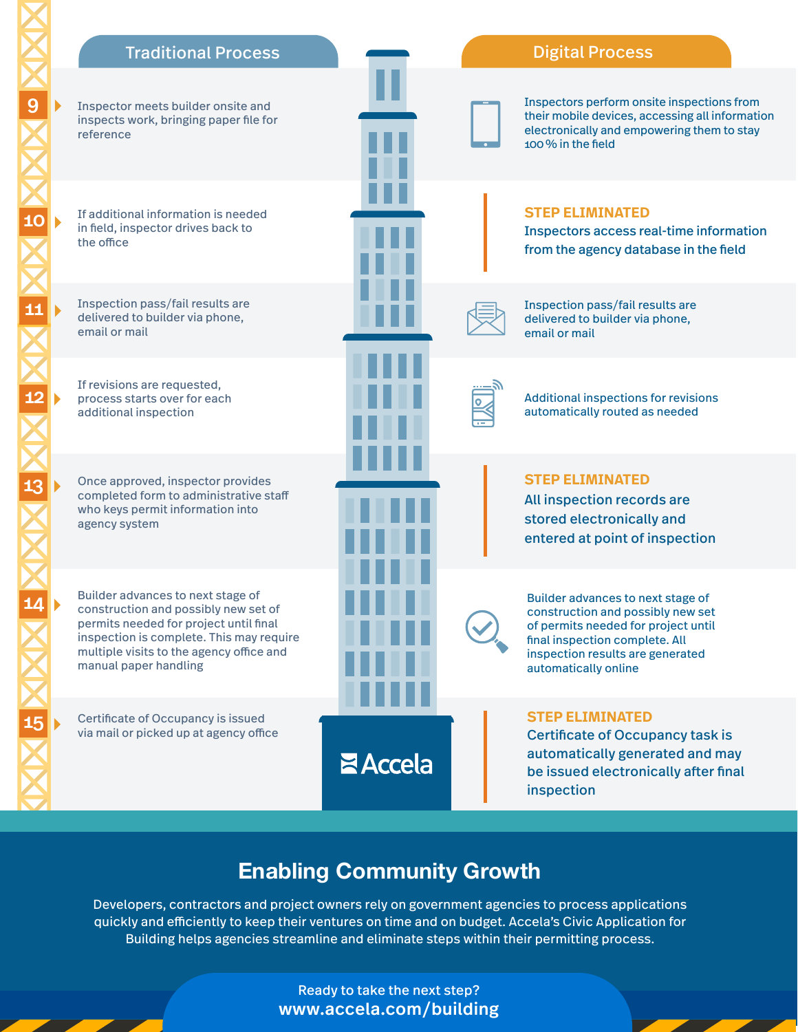| Step | Traditional Process | Digital Process |
| --- | --- | --- |
| 9 | Inspector meets builder onsite and inspects work, bringing paper file for reference | Inspectors perform onsite inspections from their mobile devices, accessing all information electronically and empowering them to stay 100 % in the field |
| 10 | If additional information is needed in field, inspector drives back to the office | **STEP ELIMINATED** Inspectors access real-time information from the agency database in the field |
| 11 | Inspection pass/fail results are delivered to builder via phone, email or mail | Inspection pass/fail results are delivered to builder via phone, email or mail |
| 12 | If revisions are requested, process starts over for each additional inspection | Additional inspections for revisions automatically routed as needed |
| 13 | Once approved, inspector provides completed form to administrative staff who keys permit information into agency system | **STEP ELIMINATED** All inspection records are stored electronically and entered at point of inspection |
| 14 | Builder advances to next stage of construction and possibly new set of permits needed for project until final inspection is complete. This may require multiple visits to the agency office and manual paper handling | Builder advances to next stage of construction and possibly new set of permits needed for project until final inspection complete. All inspection results are generated automatically online |
| 15 | Certificate of Occupancy is issued via mail or picked up at agency office | **STEP ELIMINATED** Certificate of Occupancy task is automatically generated and may be issued electronically after final inspection |

Accela

## Enabling Community Growth

Developers, contractors and project owners rely on government agencies to process applications quickly and efficiently to keep their ventures on time and on budget. Accela's Civic Application for Building helps agencies streamline and eliminate steps within their permitting process.

Ready to take the next step?

**www.accela.com/building**